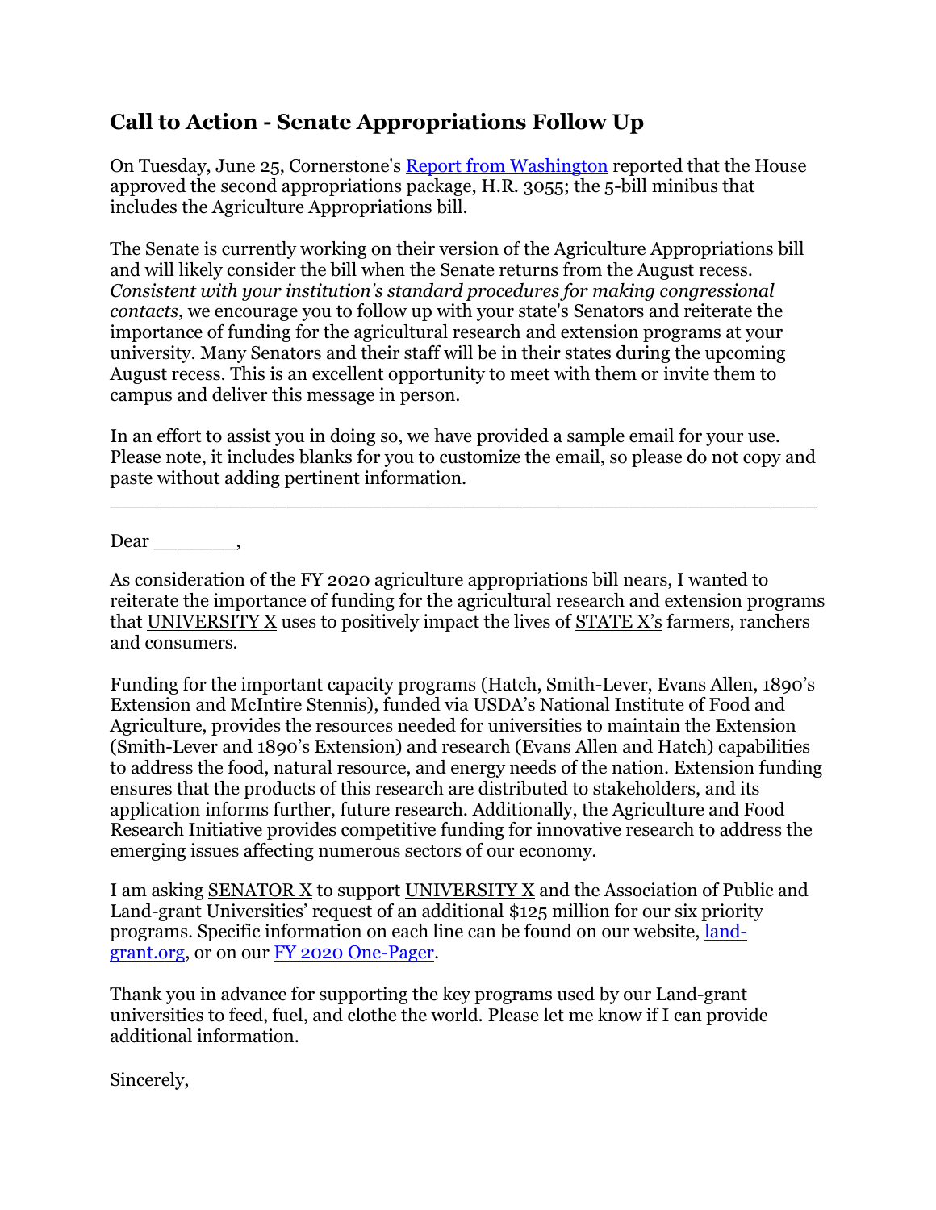## Call to Action - Senate Appropriations Follow Up

On Tuesday, June 25, Cornerstone's [Report from Washington](#) reported that the House approved the second appropriations package, H.R. 3055; the 5-bill minibus that includes the Agriculture Appropriations bill.

The Senate is currently working on their version of the Agriculture Appropriations bill and will likely consider the bill when the Senate returns from the August recess. *Consistent with your institution's standard procedures for making congressional contacts*, we encourage you to follow up with your state's Senators and reiterate the importance of funding for the agricultural research and extension programs at your university. Many Senators and their staff will be in their states during the upcoming August recess. This is an excellent opportunity to meet with them or invite them to campus and deliver this message in person.

In an effort to assist you in doing so, we have provided a sample email for your use. Please note, it includes blanks for you to customize the email, so please do not copy and paste without adding pertinent information.

---

Dear ________,

As consideration of the FY 2020 agriculture appropriations bill nears, I wanted to reiterate the importance of funding for the agricultural research and extension programs that UNIVERSITY X uses to positively impact the lives of STATE X's farmers, ranchers and consumers.

Funding for the important capacity programs (Hatch, Smith-Lever, Evans Allen, 1890's Extension and McIntire Stennis), funded via USDA's National Institute of Food and Agriculture, provides the resources needed for universities to maintain the Extension (Smith-Lever and 1890's Extension) and research (Evans Allen and Hatch) capabilities to address the food, natural resource, and energy needs of the nation. Extension funding ensures that the products of this research are distributed to stakeholders, and its application informs further, future research. Additionally, the Agriculture and Food Research Initiative provides competitive funding for innovative research to address the emerging issues affecting numerous sectors of our economy.

I am asking SENATOR X to support UNIVERSITY X and the Association of Public and Land-grant Universities' request of an additional $125 million for our six priority programs. Specific information on each line can be found on our website, [land-grant.org](#), or on our [FY 2020 One-Pager](#).

Thank you in advance for supporting the key programs used by our Land-grant universities to feed, fuel, and clothe the world. Please let me know if I can provide additional information.

Sincerely,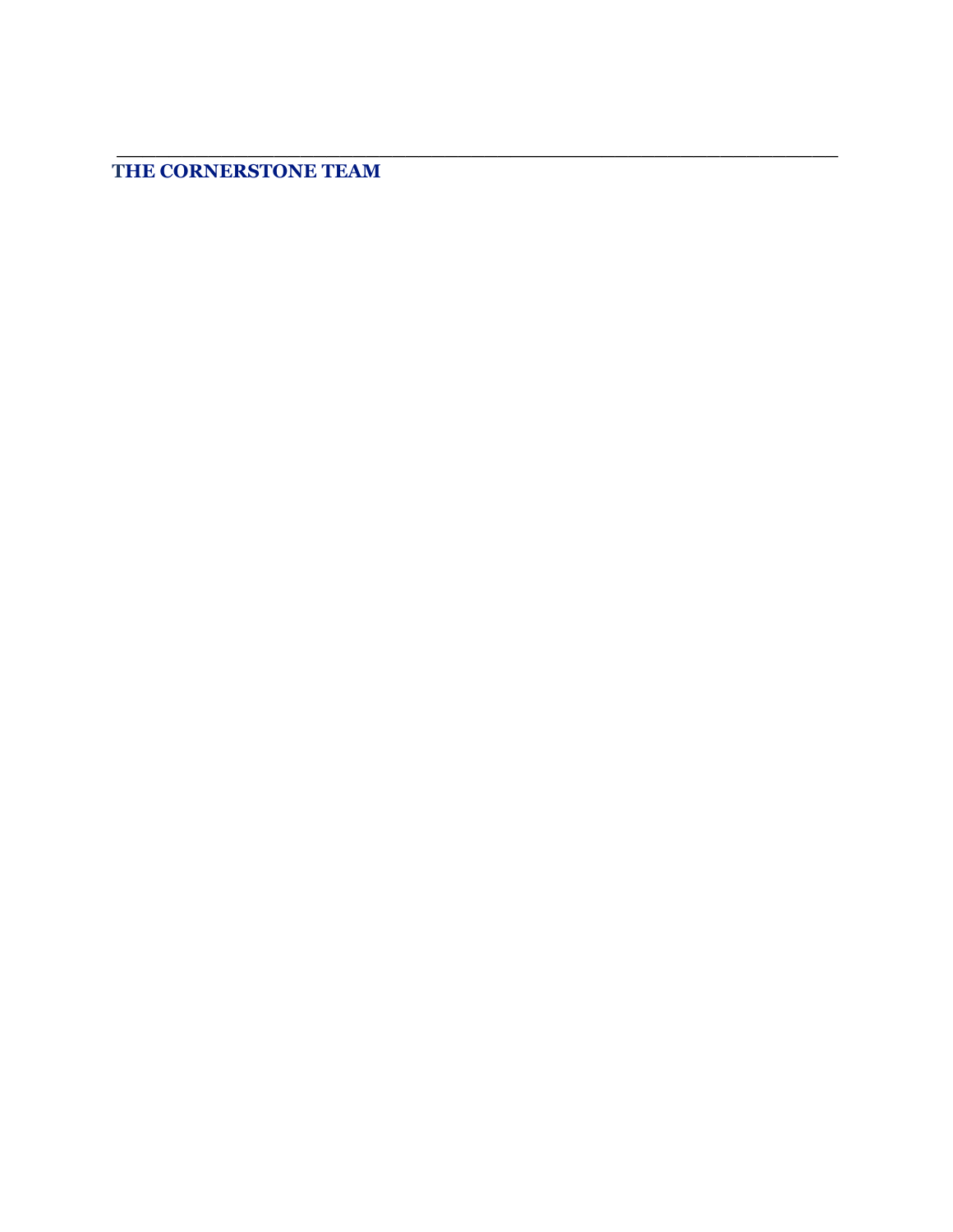---

**THE CORNERSTONE TEAM**